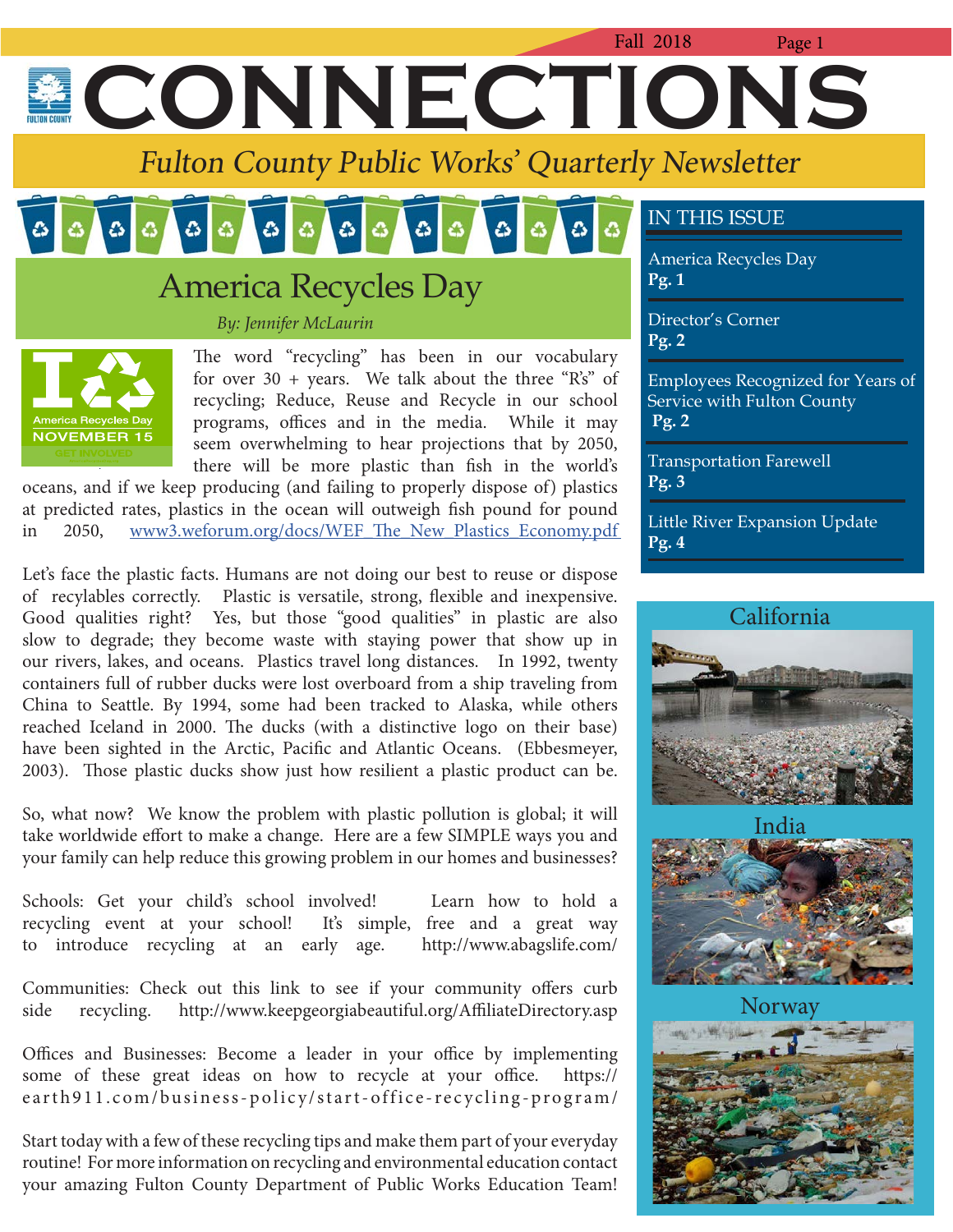# CONNECTIONS

*Fulton County Public Works' Quarterly Newsletter*

Fall 2018

## America Recycles Day

*By: Jennifer McLaurin*

The word "recycling" has been in our vocabulary for over 30 + years. We talk about the three "R's" of recycling; Reduce, Reuse and Recycle in our school programs, offices and in the media. While it may seem overwhelming to hear projections that by 2050, there will be more plastic than fish in the world's oceans, and if we keep producing (and failing to properly dispose of) plastics at predicted rates, plastics in the ocean will outweigh fish pound for pound in 2050, www3.weforum.org/docs/WEF_The_New_Plastics_Economy.pdf

Let's face the plastic facts. Humans are not doing our best to reuse or dispose of recylables correctly. Plastic is versatile, strong, flexible and inexpensive. Good qualities right? Yes, but those "good qualities" in plastic are also slow to degrade; they become waste with staying power that show up in our rivers, lakes, and oceans. Plastics travel long distances. In 1992, twenty containers full of rubber ducks were lost overboard from a ship traveling from China to Seattle. By 1994, some had been tracked to Alaska, while others reached Iceland in 2000. The ducks (with a distinctive logo on their base) have been sighted in the Arctic, Pacific and Atlantic Oceans. (Ebbesmeyer, 2003). Those plastic ducks show just how resilient a plastic product can be.

So, what now? We know the problem with plastic pollution is global; it will take worldwide effort to make a change. Here are a few SIMPLE ways you and your family can help reduce this growing problem in our homes and businesses?

Schools: Get your child's school involved! Learn how to hold a recycling event at your school! It's simple, free and a great way to introduce recycling at an early age. http://www.abagslife.com/

Communities: Check out this link to see if your community offers curb side recycling. http://www.keepgeorgiabeautiful.org/AffiliateDirectory.asp

Offices and Businesses: Become a leader in your office by implementing some of these great ideas on how to recycle at your office. https://earth911.com/business-policy/start-office-recycling-program/

Start today with a few of these recycling tips and make them part of your everyday routine! For more information on recycling and environmental education contact your amazing Fulton County Department of Public Works Education Team!

## IN THIS ISSUE

America Recycles Day
**Pg. 1**

Director's Corner
**Pg. 2**

Employees Recognized for Years of Service with Fulton County
**Pg. 2**

Transportation Farewell
**Pg. 3**

Little River Expansion Update
**Pg. 4**

California

India

Norway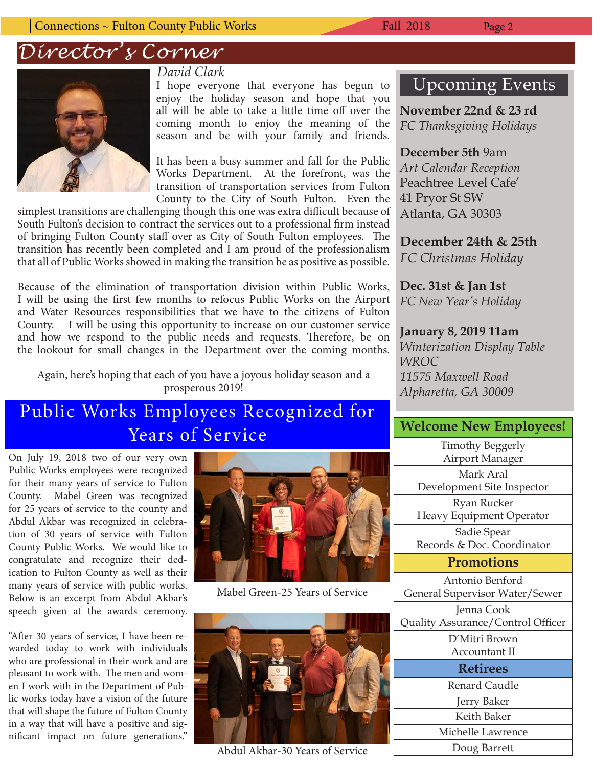# Director's Corner

*David Clark*

I hope everyone that everyone has begun to enjoy the holiday season and hope that you all will be able to take a little time off over the coming month to enjoy the meaning of the season and be with your family and friends.

It has been a busy summer and fall for the Public Works Department. At the forefront, was the transition of transportation services from Fulton County to the City of South Fulton. Even the simplest transitions are challenging though this one was extra difficult because of South Fulton's decision to contract the services out to a professional firm instead of bringing Fulton County staff over as City of South Fulton employees. The transition has recently been completed and I am proud of the professionalism that all of Public Works showed in making the transition be as positive as possible.

Because of the elimination of transportation division within Public Works, I will be using the first few months to refocus Public Works on the Airport and Water Resources responsibilities that we have to the citizens of Fulton County. I will be using this opportunity to increase on our customer service and how we respond to the public needs and requests. Therefore, be on the lookout for small changes in the Department over the coming months.

Again, here's hoping that each of you have a joyous holiday season and a prosperous 2019!

## Upcoming Events

**November 22nd & 23 rd**
*FC Thanksgiving Holidays*

**December 5th** 9am
*Art Calendar Reception*
Peachtree Level Cafe'
41 Pryor St SW
Atlanta, GA 30303

**December 24th & 25th**
*FC Christmas Holiday*

**Dec. 31st & Jan 1st**
*FC New Year's Holiday*

**January 8, 2019 11am**
*Winterization Display Table*
*WROC*
*11575 Maxwell Road*
*Alpharetta, GA 30009*

## Public Works Employees Recognized for Years of Service

On July 19, 2018 two of our very own Public Works employees were recognized for their many years of service to Fulton County. Mabel Green was recognized for 25 years of service to the county and Abdul Akbar was recognized in celebration of 30 years of service with Fulton County Public Works. We would like to congratulate and recognize their dedication to Fulton County as well as their many years of service with public works. Below is an excerpt from Abdul Akbar's speech given at the awards ceremony.

"After 30 years of service, I have been rewarded today to work with individuals who are professional in their work and are pleasant to work with. The men and women I work with in the Department of Public works today have a vision of the future that will shape the future of Fulton County in a way that will have a positive and significant impact on future generations."

Mabel Green-25 Years of Service

Abdul Akbar-30 Years of Service

| Welcome New Employees! |
|---|
| Timothy Beggerly<br>Airport Manager |
| Mark Aral<br>Development Site Inspector |
| Ryan Rucker<br>Heavy Equipment Operator |
| Sadie Spear<br>Records & Doc. Coordinator |
| **Promotions** |
| Antonio Benford<br>General Supervisor Water/Sewer |
| Jenna Cook<br>Quality Assurance/Control Officer |
| D'Mitri Brown<br>Accountant II |
| **Retirees** |
| Renard Caudle |
| Jerry Baker |
| Keith Baker |
| Michelle Lawrence |
| Doug Barrett |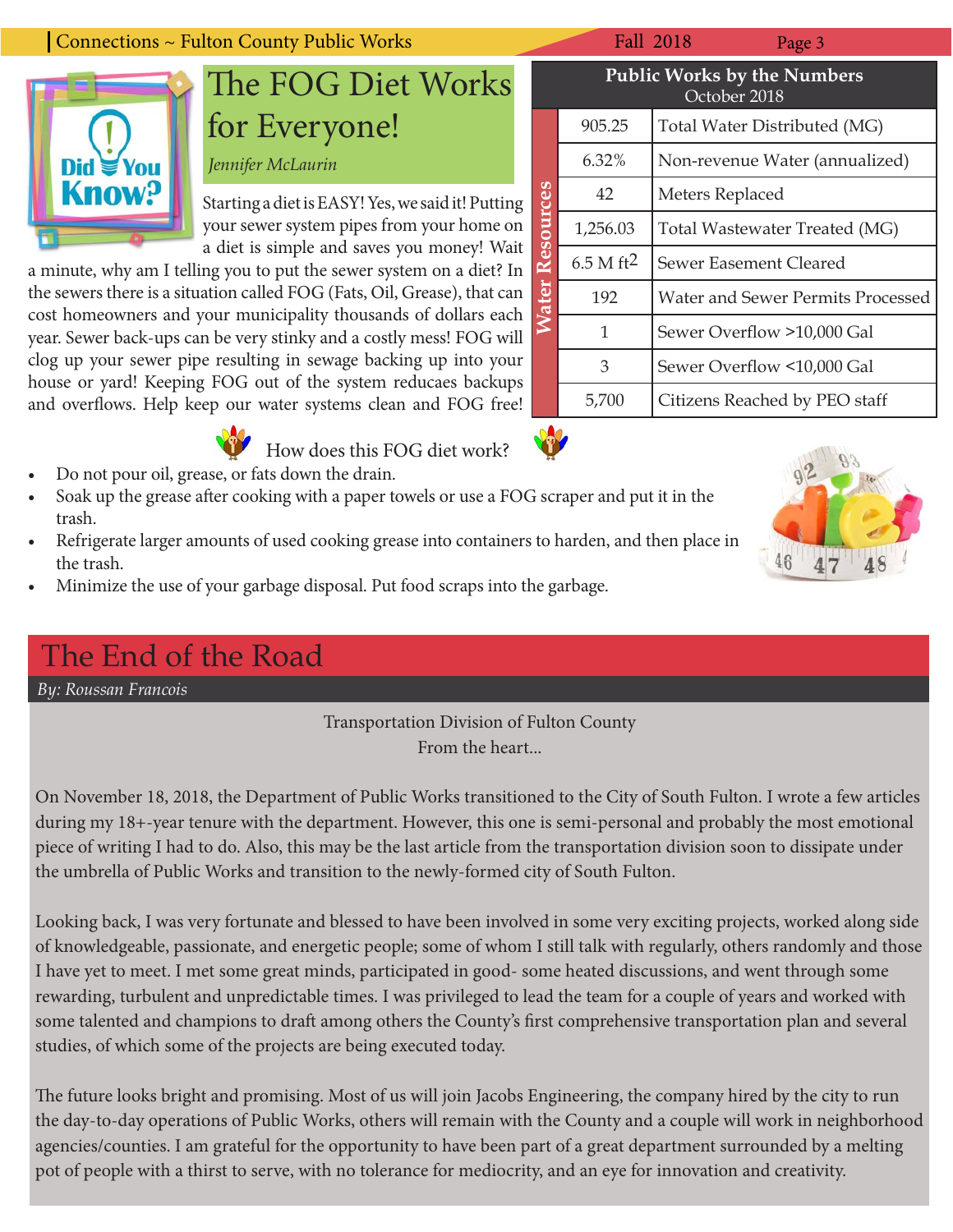# The FOG Diet Works for Everyone!

*Jennifer McLaurin*

Starting a diet is EASY! Yes, we said it! Putting your sewer system pipes from your home on a diet is simple and saves you money! Wait a minute, why am I telling you to put the sewer system on a diet? In the sewers there is a situation called FOG (Fats, Oil, Grease), that can cost homeowners and your municipality thousands of dollars each year. Sewer back-ups can be very stinky and a costly mess! FOG will clog up your sewer pipe resulting in sewage backing up into your house or yard! Keeping FOG out of the system reducaes backups and overflows. Help keep our water systems clean and FOG free!

How does this FOG diet work?

- Do not pour oil, grease, or fats down the drain.
- Soak up the grease after cooking with a paper towels or use a FOG scraper and put it in the trash.
- Refrigerate larger amounts of used cooking grease into containers to harden, and then place in the trash.
- Minimize the use of your garbage disposal. Put food scraps into the garbage.

## Public Works by the Numbers
October 2018

| Water Resources | | |
|---|---|---|
| | 905.25 | Total Water Distributed (MG) |
| | 6.32% | Non-revenue Water (annualized) |
| | 42 | Meters Replaced |
| | 1,256.03 | Total Wastewater Treated (MG) |
| | 6.5 M $ft^2$ | Sewer Easement Cleared |
| | 192 | Water and Sewer Permits Processed |
| | 1 | Sewer Overflow >10,000 Gal |
| | 3 | Sewer Overflow <10,000 Gal |
| | 5,700 | Citizens Reached by PEO staff |

# The End of the Road

*By: Roussan Francois*

Transportation Division of Fulton County
From the heart...

On November 18, 2018, the Department of Public Works transitioned to the City of South Fulton. I wrote a few articles during my 18+-year tenure with the department. However, this one is semi-personal and probably the most emotional piece of writing I had to do. Also, this may be the last article from the transportation division soon to dissipate under the umbrella of Public Works and transition to the newly-formed city of South Fulton.

Looking back, I was very fortunate and blessed to have been involved in some very exciting projects, worked along side of knowledgeable, passionate, and energetic people; some of whom I still talk with regularly, others randomly and those I have yet to meet. I met some great minds, participated in good- some heated discussions, and went through some rewarding, turbulent and unpredictable times. I was privileged to lead the team for a couple of years and worked with some talented and champions to draft among others the County's first comprehensive transportation plan and several studies, of which some of the projects are being executed today.

The future looks bright and promising. Most of us will join Jacobs Engineering, the company hired by the city to run the day-to-day operations of Public Works, others will remain with the County and a couple will work in neighborhood agencies/counties. I am grateful for the opportunity to have been part of a great department surrounded by a melting pot of people with a thirst to serve, with no tolerance for mediocrity, and an eye for innovation and creativity.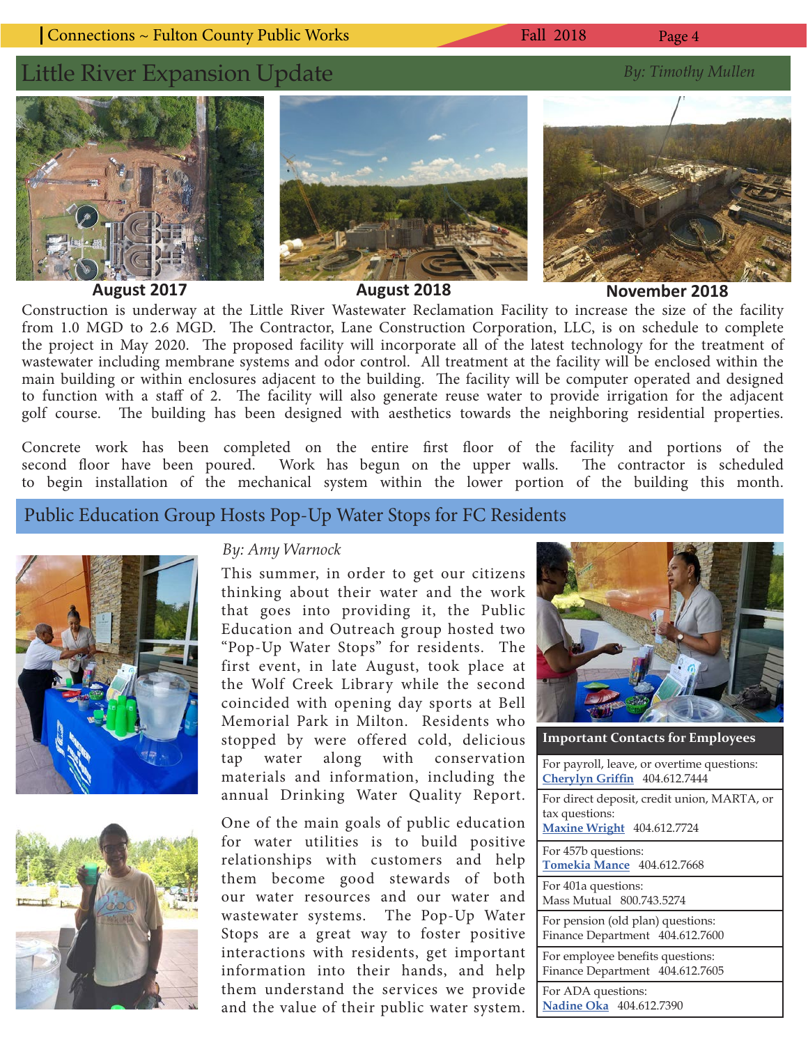## Little River Expansion Update

*By: Timothy Mullen*

August 2017

August 2018

November 2018

Construction is underway at the Little River Wastewater Reclamation Facility to increase the size of the facility from 1.0 MGD to 2.6 MGD. The Contractor, Lane Construction Corporation, LLC, is on schedule to complete the project in May 2020. The proposed facility will incorporate all of the latest technology for the treatment of wastewater including membrane systems and odor control. All treatment at the facility will be enclosed within the main building or within enclosures adjacent to the building. The facility will be computer operated and designed to function with a staff of 2. The facility will also generate reuse water to provide irrigation for the adjacent golf course. The building has been designed with aesthetics towards the neighboring residential properties.

Concrete work has been completed on the entire first floor of the facility and portions of the second floor have been poured. Work has begun on the upper walls. The contractor is scheduled to begin installation of the mechanical system within the lower portion of the building this month.

## Public Education Group Hosts Pop-Up Water Stops for FC Residents

*By: Amy Warnock*

This summer, in order to get our citizens thinking about their water and the work that goes into providing it, the Public Education and Outreach group hosted two “Pop-Up Water Stops” for residents. The first event, in late August, took place at the Wolf Creek Library while the second coincided with opening day sports at Bell Memorial Park in Milton. Residents who stopped by were offered cold, delicious tap water along with conservation materials and information, including the annual Drinking Water Quality Report.

One of the main goals of public education for water utilities is to build positive relationships with customers and help them become good stewards of both our water resources and our water and wastewater systems. The Pop-Up Water Stops are a great way to foster positive interactions with residents, get important information into their hands, and help them understand the services we provide and the value of their public water system.

| Important Contacts for Employees |
| --- |
| For payroll, leave, or overtime questions: **Cherylyn Griffin** 404.612.7444 |
| For direct deposit, credit union, MARTA, or tax questions: **Maxine Wright** 404.612.7724 |
| For 457b questions: **Tomekia Mance** 404.612.7668 |
| For 401a questions: Mass Mutual 800.743.5274 |
| For pension (old plan) questions: Finance Department 404.612.7600 |
| For employee benefits questions: Finance Department 404.612.7605 |
| For ADA questions: **Nadine Oka** 404.612.7390 |